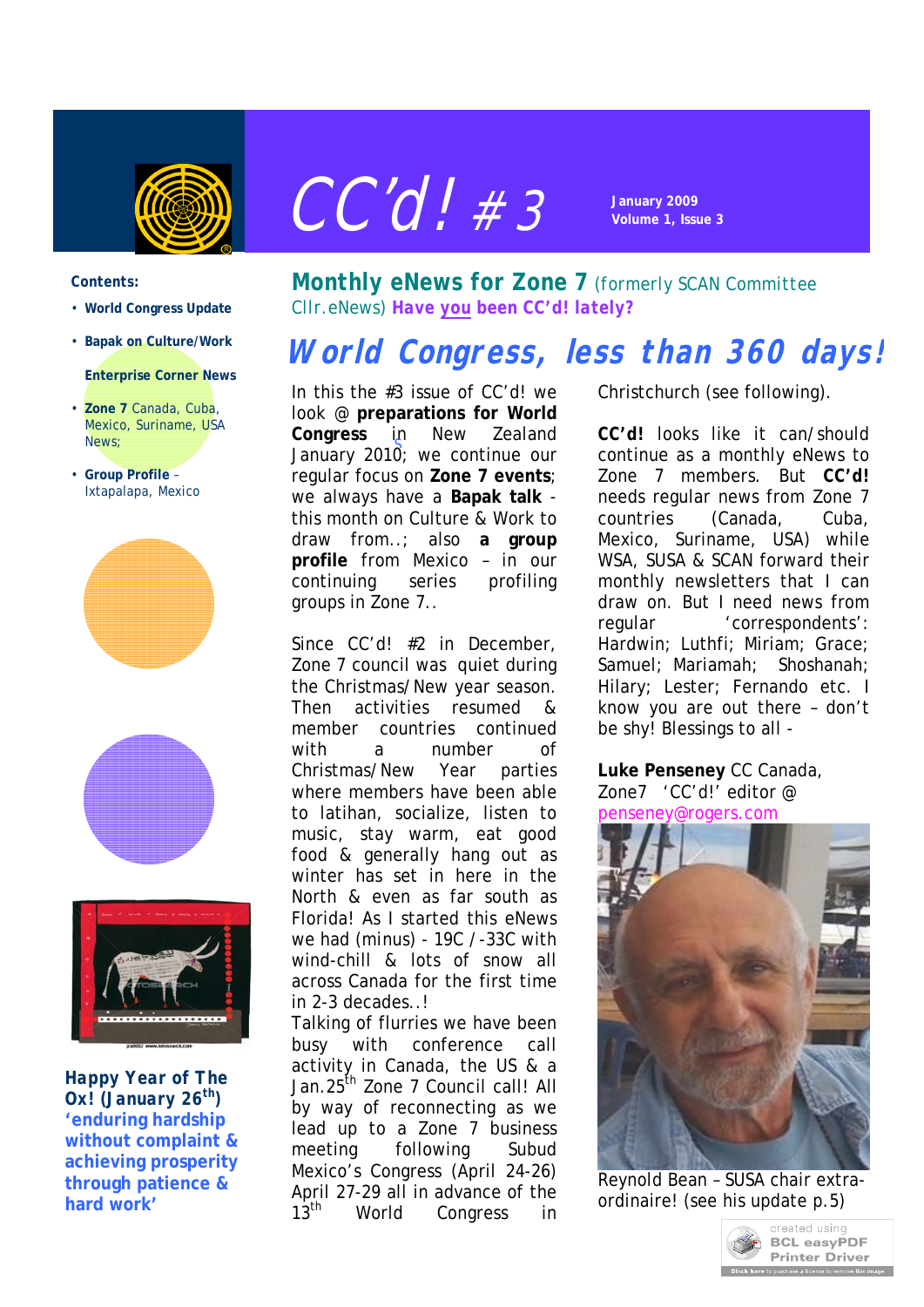# CC'd! #3

**January 2009**
**Volume 1, Issue 3**

**Contents:**

- **World Congress Update**
- **Bapak on Culture/Work**

  **Enterprise Corner News**
- **Zone 7** Canada, Cuba, Mexico, Suriname, USA News;
- **Group Profile** – Ixtapalapa, Mexico

**Happy Year of The Ox! (January 26th)**
**'enduring hardship without complaint & achieving prosperity through patience & hard work'**

## Monthly eNews for Zone 7 (formerly SCAN Committee Cllr.eNews) *Have you been CC'd! lately?*

## *World Congress, less than 360 days!*

In this the #3 issue of CC'd! we look @ **preparations for World Congress** in New Zealand January 2010; we continue our regular focus on **Zone 7 events**; we always have a **Bapak talk** - this month on Culture & Work to draw from..; also **a group profile** from Mexico – in our continuing series profiling groups in Zone 7..

Since CC'd! #2 in December, Zone 7 council was quiet during the Christmas/New year season. Then activities resumed & member countries continued with a number of Christmas/New Year parties where members have been able to latihan, socialize, listen to music, stay warm, eat good food & generally hang out as winter has set in here in the North & even as far south as Florida! As I started this eNews we had (minus) - 19C / -33C with wind-chill & lots of snow all across Canada for the first time in 2-3 decades..!

Talking of flurries we have been busy with conference call activity in Canada, the US & a Jan.25th Zone 7 Council call! All by way of reconnecting as we lead up to a Zone 7 business meeting following Subud Mexico's Congress (April 24-26) April 27-29 all in advance of the 13th World Congress in Christchurch (see following).

**CC'd!** looks like it can/should continue as a monthly eNews to Zone 7 members. But **CC'd!** needs regular news from Zone 7 countries (Canada, Cuba, Mexico, Suriname, USA) while WSA, SUSA & SCAN forward their monthly newsletters that I can draw on. But I need news from regular 'correspondents': Hardwin; Luthfi; Miriam; Grace; Samuel; Mariamah; Shoshanah; Hilary; Lester; Fernando etc. I know you are out there – don't be shy! Blessings to all -

**Luke Penseney** CC Canada,
Zone7 'CC'd!' editor @
penseney@rogers.com

Reynold Bean – SUSA chair extra-ordinaire! (see his update p.5)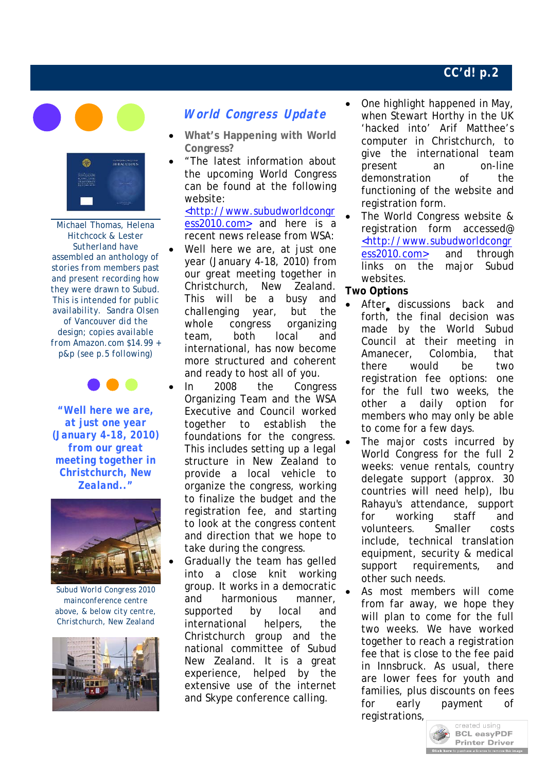Michael Thomas, Helena Hitchcock & Lester Sutherland have assembled an anthology of stories from members past and present recording how they were drawn to Subud. This is intended for public availability. Sandra Olsen of Vancouver did the design; copies available from Amazon.com $14.99 + p&p (see p.5 following)

**"Well here we are, at just one year (January 4-18, 2010) from our great meeting together in Christchurch, New Zealand.."**

Subud World Congress 2010 mainconference centre above, & below city centre, Christchurch, New Zealand

## *World Congress Update*

- **What's Happening with World Congress?**
- "The latest information about the upcoming World Congress can be found at the following website: <http://www.subudworldcongress2010.com> and here is a recent news release from WSA:
- Well here we are, at just one year (January 4-18, 2010) from our great meeting together in Christchurch, New Zealand. This will be a busy and challenging year, but the whole congress organizing team, both local and international, has now become more structured and coherent and ready to host all of you.
- In 2008 the Congress Organizing Team and the WSA Executive and Council worked together to establish the foundations for the congress. This includes setting up a legal structure in New Zealand to provide a local vehicle to organize the congress, working to finalize the budget and the registration fee, and starting to look at the congress content and direction that we hope to take during the congress.
- Gradually the team has gelled into a close knit working group. It works in a democratic and harmonious manner, supported by local and international helpers, the Christchurch group and the national committee of Subud New Zealand. It is a great experience, helped by the extensive use of the internet and Skype conference calling.
- One highlight happened in May, when Stewart Horthy in the UK 'hacked into' Arif Matthee's computer in Christchurch, to give the international team present an on-line demonstration of the functioning of the website and registration form.
- The World Congress website & registration form accessed@ <http://www.subudworldcongress2010.com> and through links on the major Subud websites.

**Two Options**

- After discussions back and forth, the final decision was made by the World Subud Council at their meeting in Amanecer, Colombia, that there would be two registration fee options: one for the full two weeks, the other a daily option for members who may only be able to come for a few days.
- The major costs incurred by World Congress for the full 2 weeks: venue rentals, country delegate support (approx. 30 countries will need help), Ibu Rahayu's attendance, support for working staff and volunteers. Smaller costs include, technical translation equipment, security & medical support requirements, and other such needs.
- As most members will come from far away, we hope they will plan to come for the full two weeks. We have worked together to reach a registration fee that is close to the fee paid in Innsbruck. As usual, there are lower fees for youth and families, plus discounts on fees for early payment of registrations,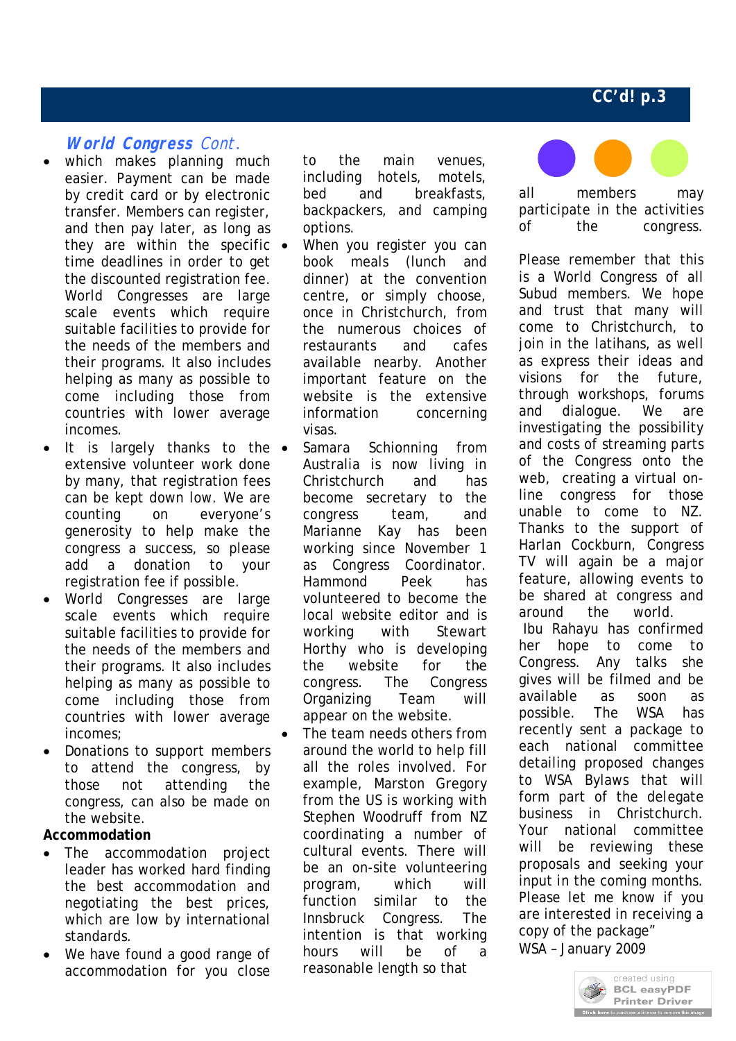## *World Congress Cont.*

- which makes planning much easier. Payment can be made by credit card or by electronic transfer. Members can register, and then pay later, as long as they are within the specific time deadlines in order to get the discounted registration fee. World Congresses are large scale events which require suitable facilities to provide for the needs of the members and their programs. It also includes helping as many as possible to come including those from countries with lower average incomes.
- It is largely thanks to the extensive volunteer work done by many, that registration fees can be kept down low. We are counting on everyone's generosity to help make the congress a success, so please add a donation to your registration fee if possible.
- World Congresses are large scale events which require suitable facilities to provide for the needs of the members and their programs. It also includes helping as many as possible to come including those from countries with lower average incomes;
- Donations to support members to attend the congress, by those not attending the congress, can also be made on the website.

**Accommodation**

- The accommodation project leader has worked hard finding the best accommodation and negotiating the best prices, which are low by international standards.
- We have found a good range of accommodation for you close to the main venues, including hotels, motels, bed and breakfasts, backpackers, and camping options.
- When you register you can book meals (lunch and dinner) at the convention centre, or simply choose, once in Christchurch, from the numerous choices of restaurants and cafes available nearby. Another important feature on the website is the extensive information concerning visas.
- Samara Schioning from Australia is now living in Christchurch and has become secretary to the congress team, and Marianne Kay has been working since November 1 as Congress Coordinator. Hammond Peek has volunteered to become the local website editor and is working with Stewart Horthy who is developing the website for the congress. The Congress Organizing Team will appear on the website.
- The team needs others from around the world to help fill all the roles involved. For example, Marston Gregory from the US is working with Stephen Woodruff from NZ coordinating a number of cultural events. There will be an on-site volunteering program, which will function similar to the Innsbruck Congress. The intention is that working hours will be of a reasonable length so that all members may participate in the activities of the congress.

Please remember that this is a World Congress of all Subud members. We hope and trust that many will come to Christchurch, to join in the latihans, as well as express their ideas and visions for the future, through workshops, forums and dialogue. We are investigating the possibility and costs of streaming parts of the Congress onto the web, creating a virtual on-line congress for those unable to come to NZ. Thanks to the support of Harlan Cockburn, Congress TV will again be a major feature, allowing events to be shared at congress and around the world.

Ibu Rahayu has confirmed her hope to come to Congress. Any talks she gives will be filmed and be available as soon as possible. The WSA has recently sent a package to each national committee detailing proposed changes to WSA Bylaws that will form part of the delegate business in Christchurch. Your national committee will be reviewing these proposals and seeking your input in the coming months. Please let me know if you are interested in receiving a copy of the package"

WSA – January 2009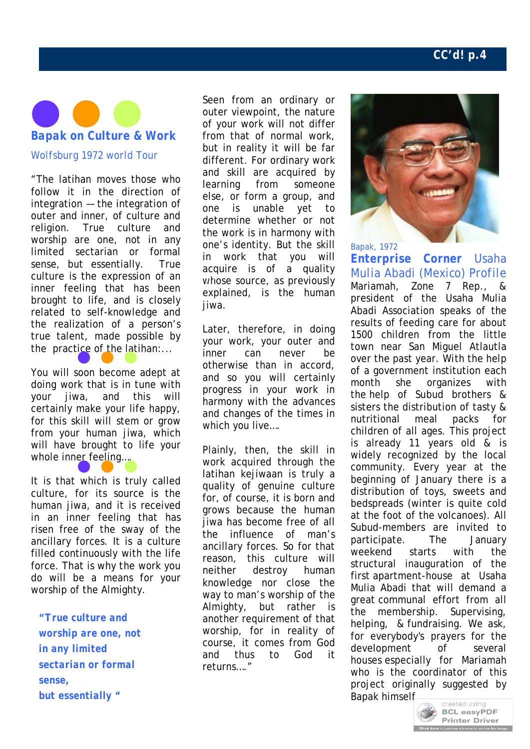## Bapak on Culture & Work

Wolfsburg 1972 world Tour

"The latihan moves those who follow it in the direction of integration — the integration of outer and inner, of culture and religion. True culture and worship are one, not in any limited sectarian or formal sense, but essentially. True culture is the expression of an inner feeling that has been brought to life, and is closely related to self-knowledge and the realization of a person's true talent, made possible by the practice of the latihan:...

You will soon become adept at doing work that is in tune with your jiwa, and this will certainly make your life happy, for this skill will stem or grow from your human jiwa, which will have brought to life your whole inner feeling....

It is that which is truly called culture, for its source is the human jiwa, and it is received in an inner feeling that has risen free of the sway of the ancillary forces. It is a culture filled continuously with the life force. That is why the work you do will be a means for your worship of the Almighty.

> **"True culture and worship are one, not in any limited sectarian or formal sense, but essentially "**

Seen from an ordinary or outer viewpoint, the nature of your work will not differ from that of normal work, but in reality it will be far different. For ordinary work and skill are acquired by learning from someone else, or form a group, and one is unable yet to determine whether or not the work is in harmony with one's identity. But the skill in work that you will acquire is of a quality whose source, as previously explained, is the human jiwa.

Later, therefore, in doing your work, your outer and inner can never be otherwise than in accord, and so you will certainly progress in your work in harmony with the advances and changes of the times in which you live....

Plainly, then, the skill in work acquired through the latihan kejiwaan is truly a quality of genuine culture for, of course, it is born and grows because the human jiwa has become free of all the influence of man's ancillary forces. So for that reason, this culture will neither destroy human knowledge nor close the way to man's worship of the Almighty, but rather is another requirement of that worship, for in reality of course, it comes from God and thus to God it returns...."

Bapak, 1972

## Enterprise Corner Usaha Mulia Abadi (Mexico) Profile

Mariamah, Zone 7 Rep., & president of the Usaha Mulia Abadi Association speaks of the results of feeding care for about 1500 children from the little town near San Miguel Atlautla over the past year. With the help of a government institution each month she organizes with the help of Subud brothers & sisters the distribution of tasty & nutritional meal packs for children of all ages. This project is already 11 years old & is widely recognized by the local community. Every year at the beginning of January there is a distribution of toys, sweets and bedspreads (winter is quite cold at the foot of the volcanoes). All Subud-members are invited to participate. The January weekend starts with the structural inauguration of the first apartment-house at Usaha Mulia Abadi that will demand a great communal effort from all the membership. Supervising, helping, & fundraising. We ask, for everybody's prayers for the development of several houses especially for Mariamah who is the coordinator of this project originally suggested by Bapak himself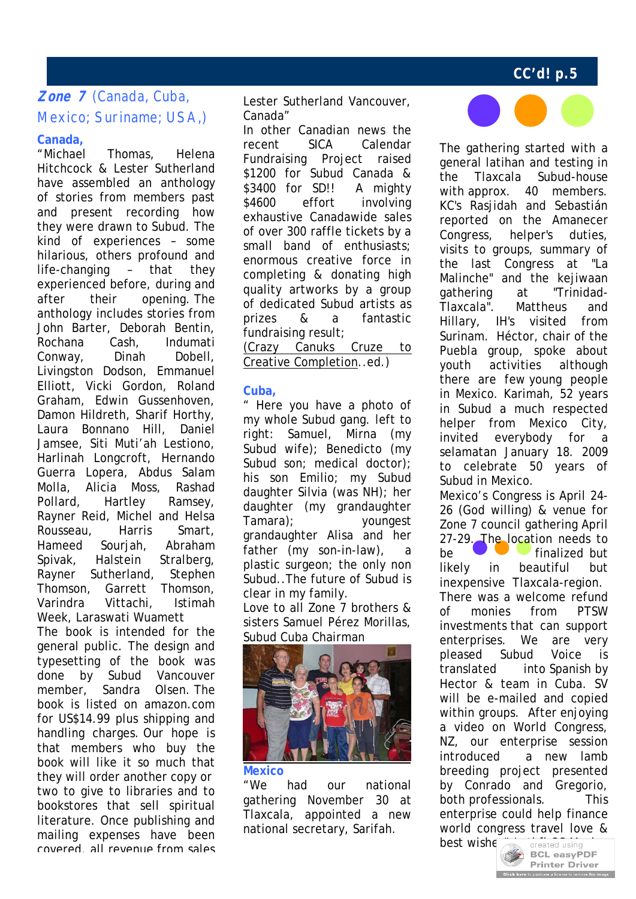## *Zone 7* (Canada, Cuba, Mexico; Suriname; USA,)

### Canada,

"Michael Thomas, Helena Hitchcock & Lester Sutherland have assembled an anthology of stories from members past and present recording how they were drawn to Subud. The kind of experiences – some hilarious, others profound and life-changing – that they experienced before, during and after their opening. The anthology includes stories from John Barter, Deborah Bentin, Rochana Cash, Indumati Conway, Dinah Dobell, Livingston Dodson, Emmanuel Elliott, Vicki Gordon, Roland Graham, Edwin Gussenhoven, Damon Hildreth, Sharif Horthy, Laura Bonnano Hill, Daniel Jamsee, Siti Muti'ah Lestiono, Harlinah Longcroft, Hernando Guerra Lopera, Abdus Salam Molla, Alicia Moss, Rashad Pollard, Hartley Ramsey, Rayner Reid, Michel and Helsa Rousseau, Harris Smart, Hameed Sourjah, Abraham Spivak, Halstein Stralberg, Rayner Sutherland, Stephen Thomson, Garrett Thomson, Varindra Vittachi, Istimah Week, Laraswati Wuamett

The book is intended for the general public. The design and typesetting of the book was done by Subud Vancouver member, Sandra Olsen. The book is listed on amazon.com for US$14.99 plus shipping and handling charges. Our hope is that members who buy the book will like it so much that they will order another copy or two to give to libraries and to bookstores that sell spiritual literature. Once publishing and mailing expenses have been covered, all revenue from sales

Lester Sutherland Vancouver, Canada"

In other Canadian news the recent SICA Calendar Fundraising Project raised $1200 for Subud Canada & $3400 for SD!! A mighty $4600 effort involving exhaustive Canadawide sales of over 300 raffle tickets by a small band of enthusiasts; enormous creative force in completing & donating high quality artworks by a group of dedicated Subud artists as prizes & a fantastic fundraising result;

(Crazy Canuks Cruze to Creative Completion..ed.)

### Cuba,

" Here you have a photo of my whole Subud gang. left to right: Samuel, Mirna (my Subud wife); Benedicto (my Subud son; medical doctor); his son Emilio; my Subud daughter Silvia (was NH); her daughter (my grandaughter Tamara); youngest grandaughter Alisa and her father (my son-in-law), a plastic surgeon; the only non Subud..The future of Subud is clear in my family.

Love to all Zone 7 brothers & sisters Samuel Pérez Morillas, Subud Cuba Chairman

### Mexico

"We had our national gathering November 30 at Tlaxcala, appointed a new national secretary, Sarifah.

The gathering started with a general latihan and testing in the Tlaxcala Subud-house with approx. 40 members. KC's Rasjidah and Sebastián reported on the Amanecer Congress, helper's duties, visits to groups, summary of the last Congress at "La Malinche" and the kejiwaan gathering at "Trinidad-Tlaxcala". Mattheus and Hillary, IH's visited from Surinam. Héctor, chair of the Puebla group, spoke about youth activities although there are few young people in Mexico. Karimah, 52 years in Subud a much respected helper from Mexico City, invited everybody for a selamatan January 18. 2009 to celebrate 50 years of Subud in Mexico.

Mexico's Congress is April 24-26 (God willing) & venue for Zone 7 council gathering April 27-29. The location needs to be finalized but likely in beautiful but inexpensive Tlaxcala-region.

There was a welcome refund of monies from PTSW investments that can support enterprises. We are very pleased Subud Voice is translated into Spanish by Hector & team in Cuba. SV will be e-mailed and copied within groups. After enjoying a video on World Congress, NZ, our enterprise session introduced a new lamb breeding project presented by Conrado and Gregorio, both professionals. This enterprise could help finance world congress travel love & best wishe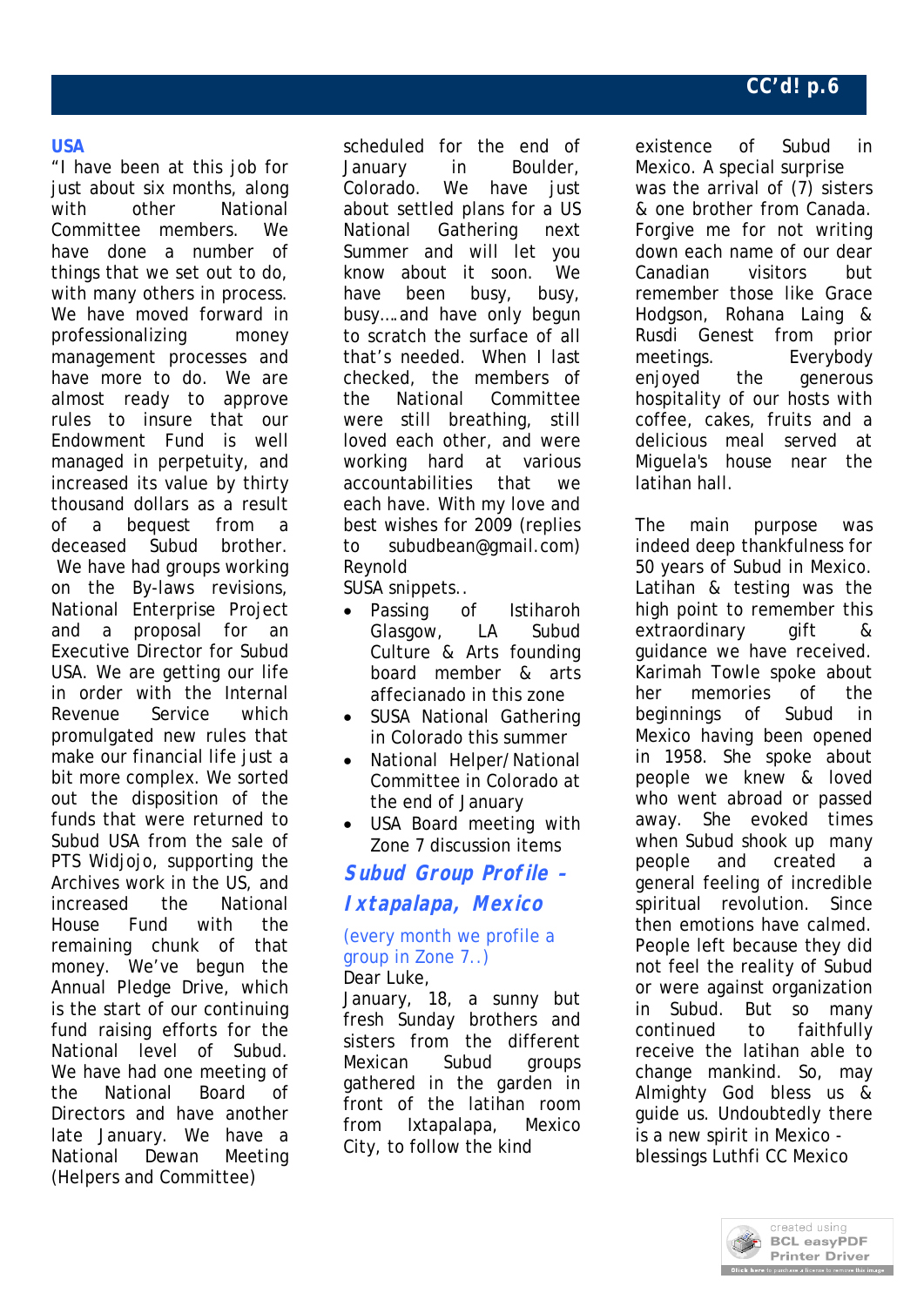## USA

"I have been at this job for just about six months, along with other National Committee members. We have done a number of things that we set out to do, with many others in process. We have moved forward in professionalizing money management processes and have more to do. We are almost ready to approve rules to insure that our Endowment Fund is well managed in perpetuity, and increased its value by thirty thousand dollars as a result of a bequest from a deceased Subud brother. We have had groups working on the By-laws revisions, National Enterprise Project and a proposal for an Executive Director for Subud USA. We are getting our life in order with the Internal Revenue Service which promulgated new rules that make our financial life just a bit more complex. We sorted out the disposition of the funds that were returned to Subud USA from the sale of PTS Widjojo, supporting the Archives work in the US, and increased the National House Fund with the remaining chunk of that money. We've begun the Annual Pledge Drive, which is the start of our continuing fund raising efforts for the National level of Subud. We have had one meeting of the National Board of Directors and have another late January. We have a National Dewan Meeting (Helpers and Committee) scheduled for the end of January in Boulder, Colorado. We have just about settled plans for a US National Gathering next Summer and will let you know about it soon. We have been busy, busy, busy….and have only begun to scratch the surface of all that's needed. When I last checked, the members of the National Committee were still breathing, still loved each other, and were working hard at various accountabilities that we each have. With my love and best wishes for 2009 (replies to subudbean@gmail.com) Reynold

SUSA snippets..

- Passing of Istiharoh Glasgow, LA Subud Culture & Arts founding board member & arts affecianado in this zone
- SUSA National Gathering in Colorado this summer
- National Helper/National Committee in Colorado at the end of January
- USA Board meeting with Zone 7 discussion items

## *Subud Group Profile – Ixtapalapa, Mexico*

(every month we profile a group in Zone 7..)

Dear Luke,

January, 18, a sunny but fresh Sunday brothers and sisters from the different Mexican Subud groups gathered in the garden in front of the latihan room from Ixtapalapa, Mexico City, to follow the kind existence of Subud in Mexico. A special surprise was the arrival of (7) sisters & one brother from Canada. Forgive me for not writing down each name of our dear Canadian visitors but remember those like Grace Hodgson, Rohana Laing & Rusdi Genest from prior meetings. Everybody enjoyed the generous hospitality of our hosts with coffee, cakes, fruits and a delicious meal served at Miguela's house near the latihan hall.

The main purpose was indeed deep thankfulness for 50 years of Subud in Mexico. Latihan & testing was the high point to remember this extraordinary gift & guidance we have received. Karimah Towle spoke about her memories of the beginnings of Subud in Mexico having been opened in 1958. She spoke about people we knew & loved who went abroad or passed away. She evoked times when Subud shook up many people and created a general feeling of incredible spiritual revolution. Since then emotions have calmed. People left because they did not feel the reality of Subud or were against organization in Subud. But so many continued to faithfully receive the latihan able to change mankind. So, may Almighty God bless us & guide us. Undoubtedly there is a new spirit in Mexico - blessings Luthfi CC Mexico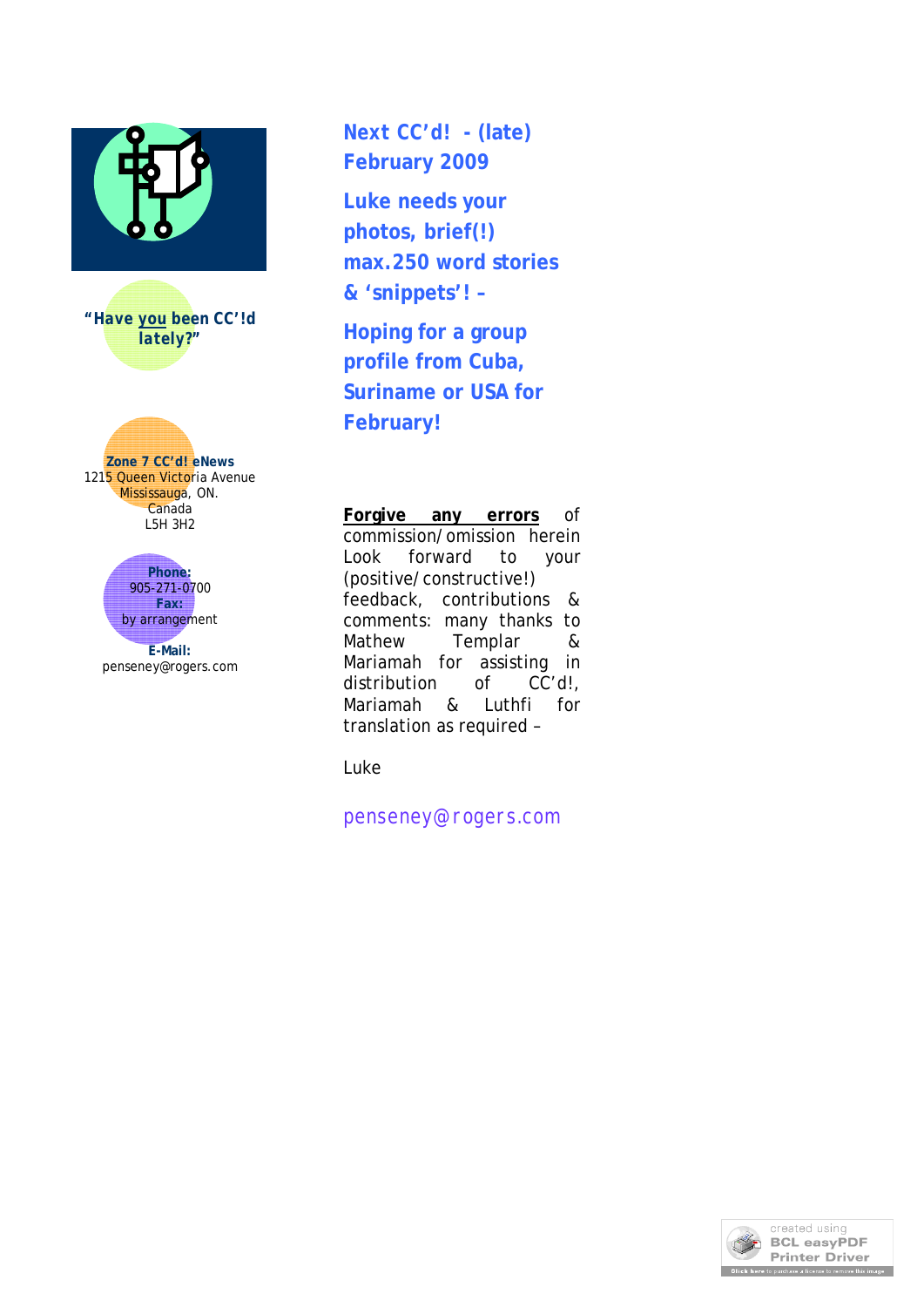"Have you been CC'!d lately?"

**Zone 7 CC'd! eNews**
1215 Queen Victoria Avenue
Mississauga, ON.
Canada
L5H 3H2

**Phone:**
905-271-0700
**Fax:**
by arrangement

**E-Mail:**
penseney@rogers.com

## Next CC'd! - (late) February 2009

## Luke needs your photos, brief(!) max.250 word stories & 'snippets'! -

## Hoping for a group profile from Cuba, Suriname or USA for February!

**Forgive any errors** of commission/omission herein Look forward to your (positive/constructive!) feedback, contributions & comments: many thanks to Mathew Templar & Mariamah for assisting in distribution of CC'd!, Mariamah & Luthfi for translation as required –

Luke

penseney@rogers.com